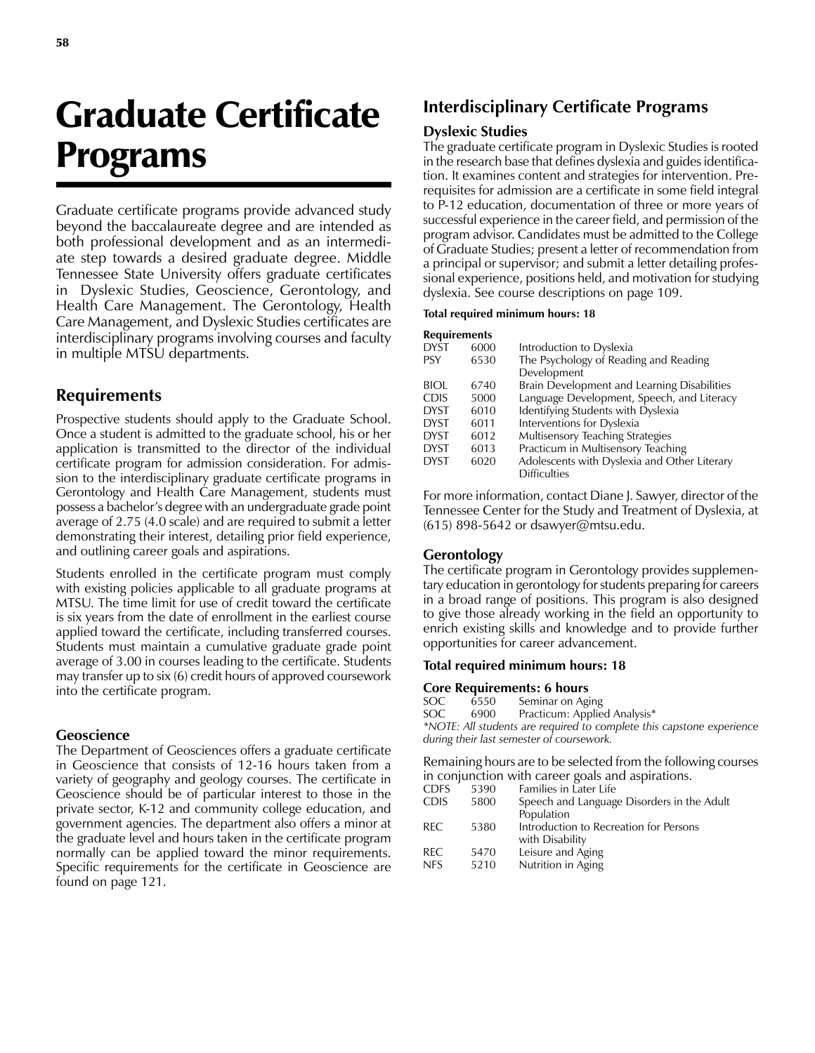# Graduate Certificate Programs

Graduate certificate programs provide advanced study beyond the baccalaureate degree and are intended as both professional development and as an intermediate step towards a desired graduate degree. Middle Tennessee State University offers graduate certificates in Dyslexic Studies, Geoscience, Gerontology, and Health Care Management. The Gerontology, Health Care Management, and Dyslexic Studies certificates are interdisciplinary programs involving courses and faculty in multiple MTSU departments.

## Requirements

Prospective students should apply to the Graduate School. Once a student is admitted to the graduate school, his or her application is transmitted to the director of the individual certificate program for admission consideration. For admission to the interdisciplinary graduate certificate programs in Gerontology and Health Care Management, students must possess a bachelor's degree with an undergraduate grade point average of 2.75 (4.0 scale) and are required to submit a letter demonstrating their interest, detailing prior field experience, and outlining career goals and aspirations.

Students enrolled in the certificate program must comply with existing policies applicable to all graduate programs at MTSU. The time limit for use of credit toward the certificate is six years from the date of enrollment in the earliest course applied toward the certificate, including transferred courses. Students must maintain a cumulative graduate grade point average of 3.00 in courses leading to the certificate. Students may transfer up to six (6) credit hours of approved coursework into the certificate program.

### Geoscience

The Department of Geosciences offers a graduate certificate in Geoscience that consists of 12-16 hours taken from a variety of geography and geology courses. The certificate in Geoscience should be of particular interest to those in the private sector, K-12 and community college education, and government agencies. The department also offers a minor at the graduate level and hours taken in the certificate program normally can be applied toward the minor requirements. Specific requirements for the certificate in Geoscience are found on page 121.

## Interdisciplinary Certificate Programs

### Dyslexic Studies

The graduate certificate program in Dyslexic Studies is rooted in the research base that defines dyslexia and guides identification. It examines content and strategies for intervention. Prerequisites for admission are a certificate in some field integral to P-12 education, documentation of three or more years of successful experience in the career field, and permission of the program advisor. Candidates must be admitted to the College of Graduate Studies; present a letter of recommendation from a principal or supervisor; and submit a letter detailing professional experience, positions held, and motivation for studying dyslexia. See course descriptions on page 109.

**Total required minimum hours: 18**

**Requirements**

| | | |
|---|---|---|
| DYST | 6000 | Introduction to Dyslexia |
| PSY | 6530 | The Psychology of Reading and Reading Development |
| BIOL | 6740 | Brain Development and Learning Disabilities |
| CDIS | 5000 | Language Development, Speech, and Literacy |
| DYST | 6010 | Identifying Students with Dyslexia |
| DYST | 6011 | Interventions for Dyslexia |
| DYST | 6012 | Multisensory Teaching Strategies |
| DYST | 6013 | Practicum in Multisensory Teaching |
| DYST | 6020 | Adolescents with Dyslexia and Other Literary Difficulties |

For more information, contact Diane J. Sawyer, director of the Tennessee Center for the Study and Treatment of Dyslexia, at (615) 898-5642 or dsawyer@mtsu.edu.

### Gerontology

The certificate program in Gerontology provides supplementary education in gerontology for students preparing for careers in a broad range of positions. This program is also designed to give those already working in the field an opportunity to enrich existing skills and knowledge and to provide further opportunities for career advancement.

**Total required minimum hours: 18**

**Core Requirements: 6 hours**

| | | |
|---|---|---|
| SOC | 6550 | Seminar on Aging |
| SOC | 6900 | Practicum: Applied Analysis* |

*\*NOTE: All students are required to complete this capstone experience during their last semester of coursework.*

Remaining hours are to be selected from the following courses in conjunction with career goals and aspirations.

| | | |
|---|---|---|
| CDFS | 5390 | Families in Later Life |
| CDIS | 5800 | Speech and Language Disorders in the Adult Population |
| REC | 5380 | Introduction to Recreation for Persons with Disability |
| REC | 5470 | Leisure and Aging |
| NFS | 5210 | Nutrition in Aging |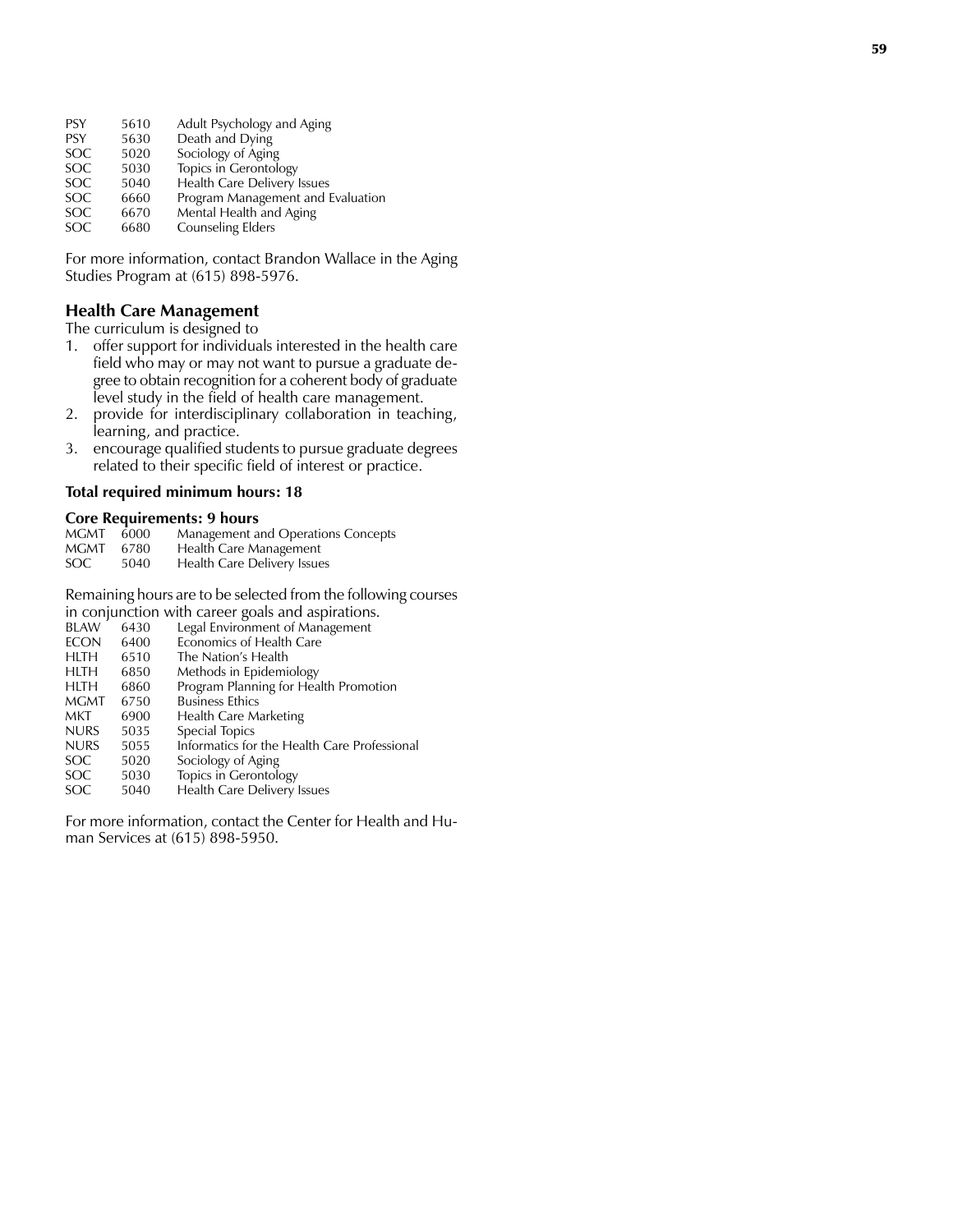| | | |
|---|---|---|
| PSY | 5610 | Adult Psychology and Aging |
| PSY | 5630 | Death and Dying |
| SOC | 5020 | Sociology of Aging |
| SOC | 5030 | Topics in Gerontology |
| SOC | 5040 | Health Care Delivery Issues |
| SOC | 6660 | Program Management and Evaluation |
| SOC | 6670 | Mental Health and Aging |
| SOC | 6680 | Counseling Elders |

For more information, contact Brandon Wallace in the Aging Studies Program at (615) 898-5976.

### Health Care Management

The curriculum is designed to

1. offer support for individuals interested in the health care field who may or may not want to pursue a graduate degree to obtain recognition for a coherent body of graduate level study in the field of health care management.
2. provide for interdisciplinary collaboration in teaching, learning, and practice.
3. encourage qualified students to pursue graduate degrees related to their specific field of interest or practice.

**Total required minimum hours: 18**

**Core Requirements: 9 hours**

| | | |
|---|---|---|
| MGMT | 6000 | Management and Operations Concepts |
| MGMT | 6780 | Health Care Management |
| SOC | 5040 | Health Care Delivery Issues |

Remaining hours are to be selected from the following courses in conjunction with career goals and aspirations.

| | | |
|---|---|---|
| BLAW | 6430 | Legal Environment of Management |
| ECON | 6400 | Economics of Health Care |
| HLTH | 6510 | The Nation's Health |
| HLTH | 6850 | Methods in Epidemiology |
| HLTH | 6860 | Program Planning for Health Promotion |
| MGMT | 6750 | Business Ethics |
| MKT | 6900 | Health Care Marketing |
| NURS | 5035 | Special Topics |
| NURS | 5055 | Informatics for the Health Care Professional |
| SOC | 5020 | Sociology of Aging |
| SOC | 5030 | Topics in Gerontology |
| SOC | 5040 | Health Care Delivery Issues |

For more information, contact the Center for Health and Human Services at (615) 898-5950.